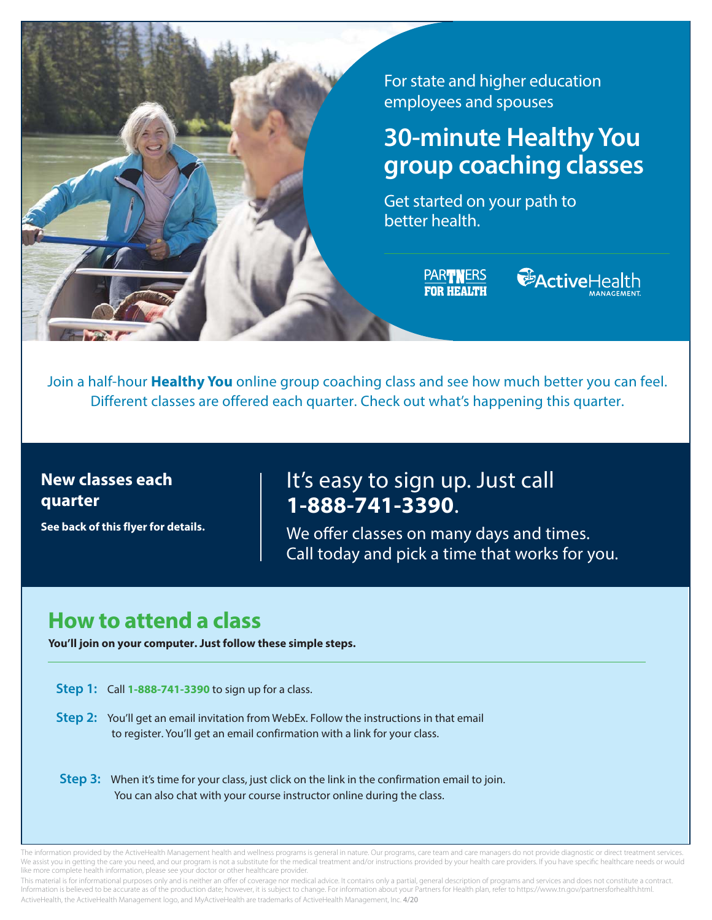For state and higher education employees and spouses

# 30-minute Healthy You group coaching classes

Get started on your path to better health.

PARTNERS FOR HEALTH

ActiveHealth MANAGEMENT.

Join a half-hour **Healthy You** online group coaching class and see how much better you can feel. Different classes are offered each quarter. Check out what's happening this quarter.

**New classes each quarter**

**See back of this flyer for details.**

It's easy to sign up. Just call **1-888-741-3390**.

We offer classes on many days and times. Call today and pick a time that works for you.

## How to attend a class

**You'll join on your computer. Just follow these simple steps.**

**Step 1:** Call **1-888-741-3390** to sign up for a class.

**Step 2:** You'll get an email invitation from WebEx. Follow the instructions in that email to register. You'll get an email confirmation with a link for your class.

**Step 3:** When it's time for your class, just click on the link in the confirmation email to join. You can also chat with your course instructor online during the class.

The information provided by the ActiveHealth Management health and wellness programs is general in nature. Our programs, care team and care managers do not provide diagnostic or direct treatment services. We assist you in getting the care you need, and our program is not a substitute for the medical treatment and/or instructions provided by your health care providers. If you have specific healthcare needs or would like more complete health information, please see your doctor or other healthcare provider.

This material is for informational purposes only and is neither an offer of coverage nor medical advice. It contains only a partial, general description of programs and services and does not constitute a contract. Information is believed to be accurate as of the production date; however, it is subject to change. For information about your Partners for Health plan, refer to https://www.tn.gov/partnersforhealth.html.

ActiveHealth, the ActiveHealth Management logo, and MyActiveHealth are trademarks of ActiveHealth Management, Inc. 4/20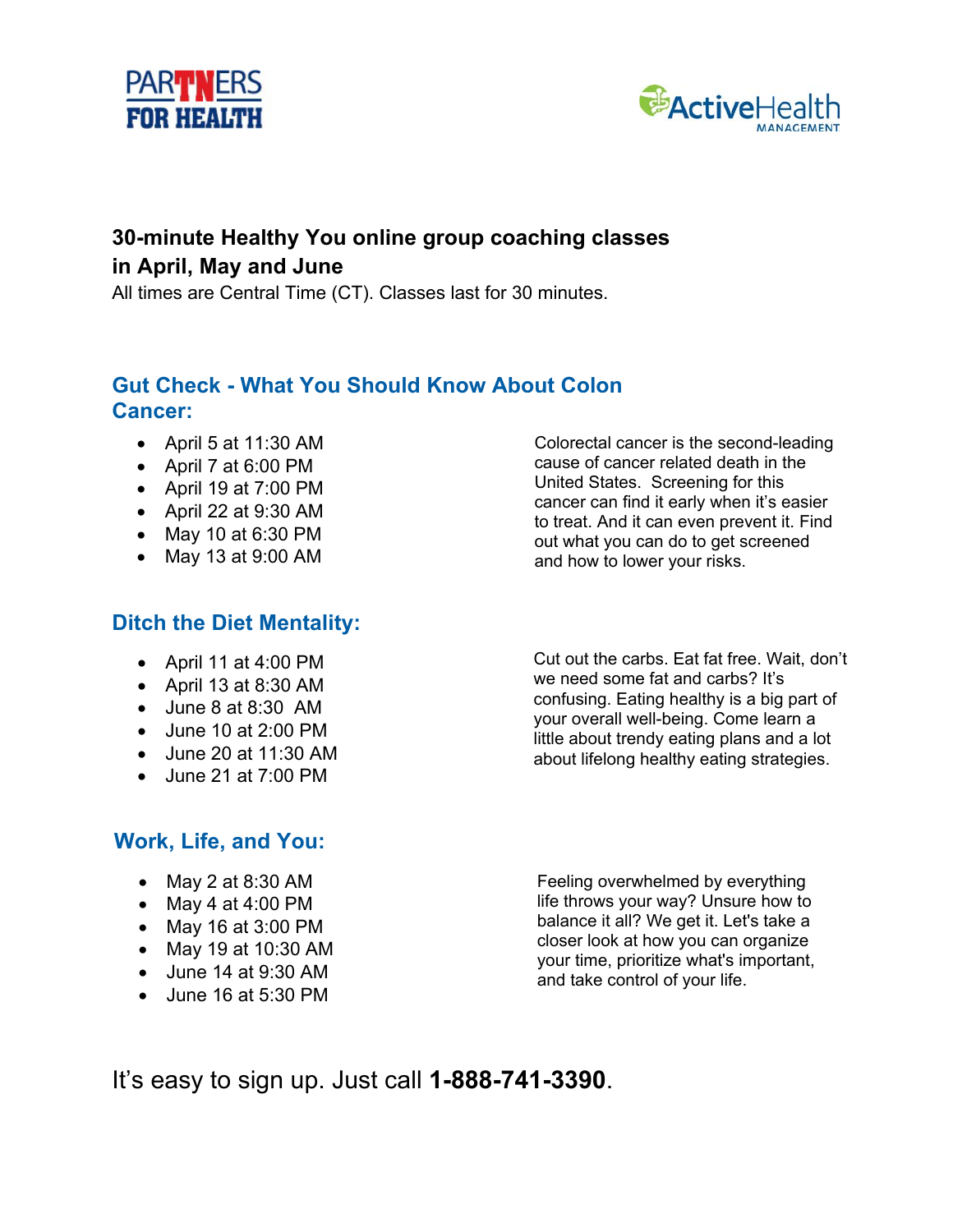PARTNERS FOR HEALTH

ActiveHealth MANAGEMENT

**30-minute Healthy You online group coaching classes in April, May and June**

All times are Central Time (CT). Classes last for 30 minutes.

## Gut Check - What You Should Know About Colon Cancer:

- April 5 at 11:30 AM
- April 7 at 6:00 PM
- April 19 at 7:00 PM
- April 22 at 9:30 AM
- May 10 at 6:30 PM
- May 13 at 9:00 AM

Colorectal cancer is the second-leading cause of cancer related death in the United States. Screening for this cancer can find it early when it's easier to treat. And it can even prevent it. Find out what you can do to get screened and how to lower your risks.

## Ditch the Diet Mentality:

- April 11 at 4:00 PM
- April 13 at 8:30 AM
- June 8 at 8:30 AM
- June 10 at 2:00 PM
- June 20 at 11:30 AM
- June 21 at 7:00 PM

Cut out the carbs. Eat fat free. Wait, don't we need some fat and carbs? It's confusing. Eating healthy is a big part of your overall well-being. Come learn a little about trendy eating plans and a lot about lifelong healthy eating strategies.

## Work, Life, and You:

- May 2 at 8:30 AM
- May 4 at 4:00 PM
- May 16 at 3:00 PM
- May 19 at 10:30 AM
- June 14 at 9:30 AM
- June 16 at 5:30 PM

Feeling overwhelmed by everything life throws your way? Unsure how to balance it all? We get it. Let's take a closer look at how you can organize your time, prioritize what's important, and take control of your life.

It's easy to sign up. Just call **1-888-741-3390**.